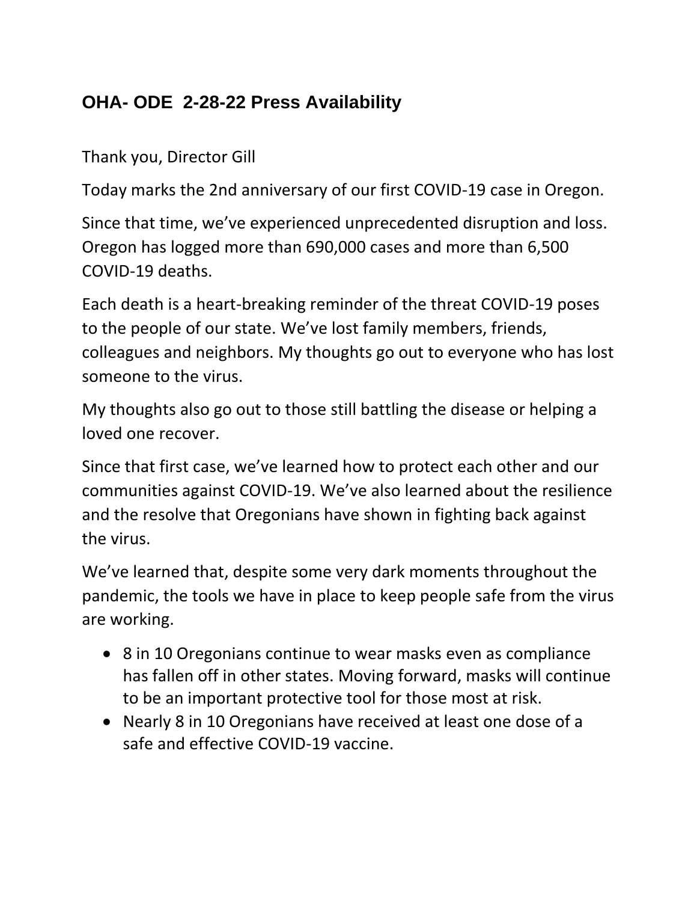## OHA- ODE 2-28-22 Press Availability

Thank you, Director Gill

Today marks the 2nd anniversary of our first COVID-19 case in Oregon.

Since that time, we've experienced unprecedented disruption and loss. Oregon has logged more than 690,000 cases and more than 6,500 COVID-19 deaths.

Each death is a heart-breaking reminder of the threat COVID-19 poses to the people of our state. We've lost family members, friends, colleagues and neighbors. My thoughts go out to everyone who has lost someone to the virus.

My thoughts also go out to those still battling the disease or helping a loved one recover.

Since that first case, we've learned how to protect each other and our communities against COVID-19. We've also learned about the resilience and the resolve that Oregonians have shown in fighting back against the virus.

We've learned that, despite some very dark moments throughout the pandemic, the tools we have in place to keep people safe from the virus are working.

- 8 in 10 Oregonians continue to wear masks even as compliance has fallen off in other states. Moving forward, masks will continue to be an important protective tool for those most at risk.
- Nearly 8 in 10 Oregonians have received at least one dose of a safe and effective COVID-19 vaccine.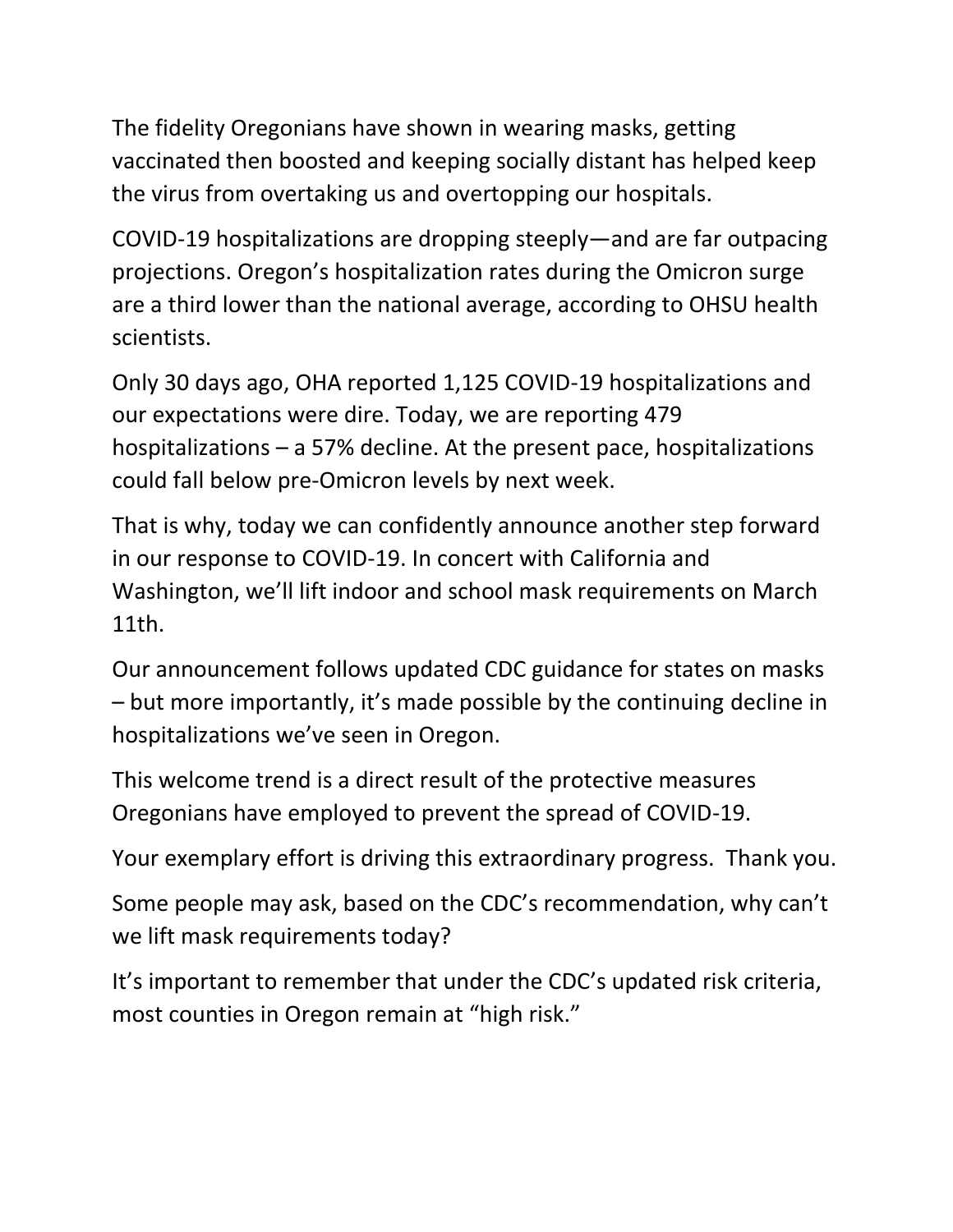The fidelity Oregonians have shown in wearing masks, getting vaccinated then boosted and keeping socially distant has helped keep the virus from overtaking us and overtopping our hospitals.

COVID-19 hospitalizations are dropping steeply—and are far outpacing projections. Oregon's hospitalization rates during the Omicron surge are a third lower than the national average, according to OHSU health scientists.

Only 30 days ago, OHA reported 1,125 COVID-19 hospitalizations and our expectations were dire. Today, we are reporting 479 hospitalizations – a 57% decline. At the present pace, hospitalizations could fall below pre-Omicron levels by next week.

That is why, today we can confidently announce another step forward in our response to COVID-19. In concert with California and Washington, we'll lift indoor and school mask requirements on March 11th.

Our announcement follows updated CDC guidance for states on masks – but more importantly, it's made possible by the continuing decline in hospitalizations we've seen in Oregon.

This welcome trend is a direct result of the protective measures Oregonians have employed to prevent the spread of COVID-19.

Your exemplary effort is driving this extraordinary progress. Thank you.

Some people may ask, based on the CDC's recommendation, why can't we lift mask requirements today?

It's important to remember that under the CDC's updated risk criteria, most counties in Oregon remain at "high risk."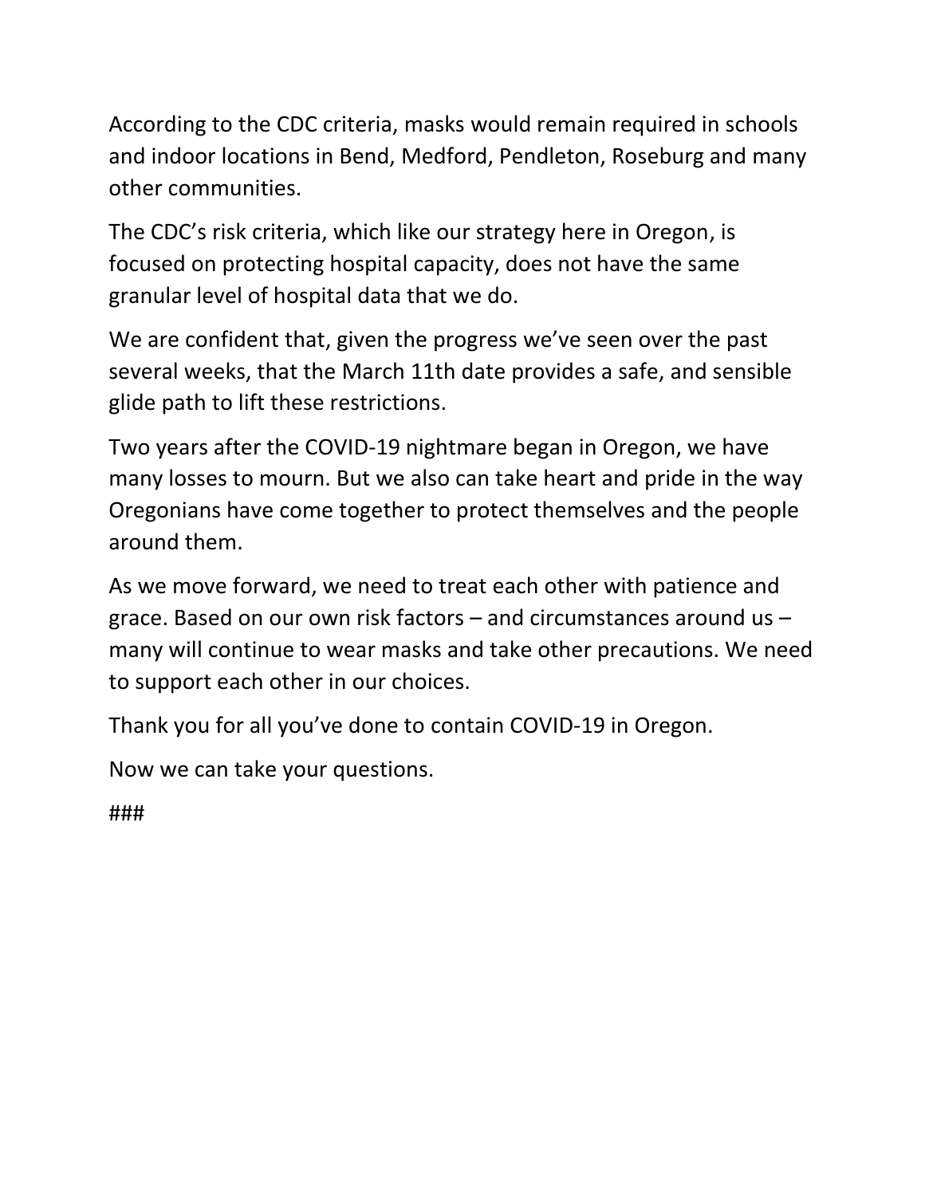According to the CDC criteria, masks would remain required in schools and indoor locations in Bend, Medford, Pendleton, Roseburg and many other communities.

The CDC's risk criteria, which like our strategy here in Oregon, is focused on protecting hospital capacity, does not have the same granular level of hospital data that we do.

We are confident that, given the progress we've seen over the past several weeks, that the March 11th date provides a safe, and sensible glide path to lift these restrictions.

Two years after the COVID-19 nightmare began in Oregon, we have many losses to mourn. But we also can take heart and pride in the way Oregonians have come together to protect themselves and the people around them.

As we move forward, we need to treat each other with patience and grace. Based on our own risk factors – and circumstances around us – many will continue to wear masks and take other precautions. We need to support each other in our choices.

Thank you for all you've done to contain COVID-19 in Oregon.

Now we can take your questions.

###